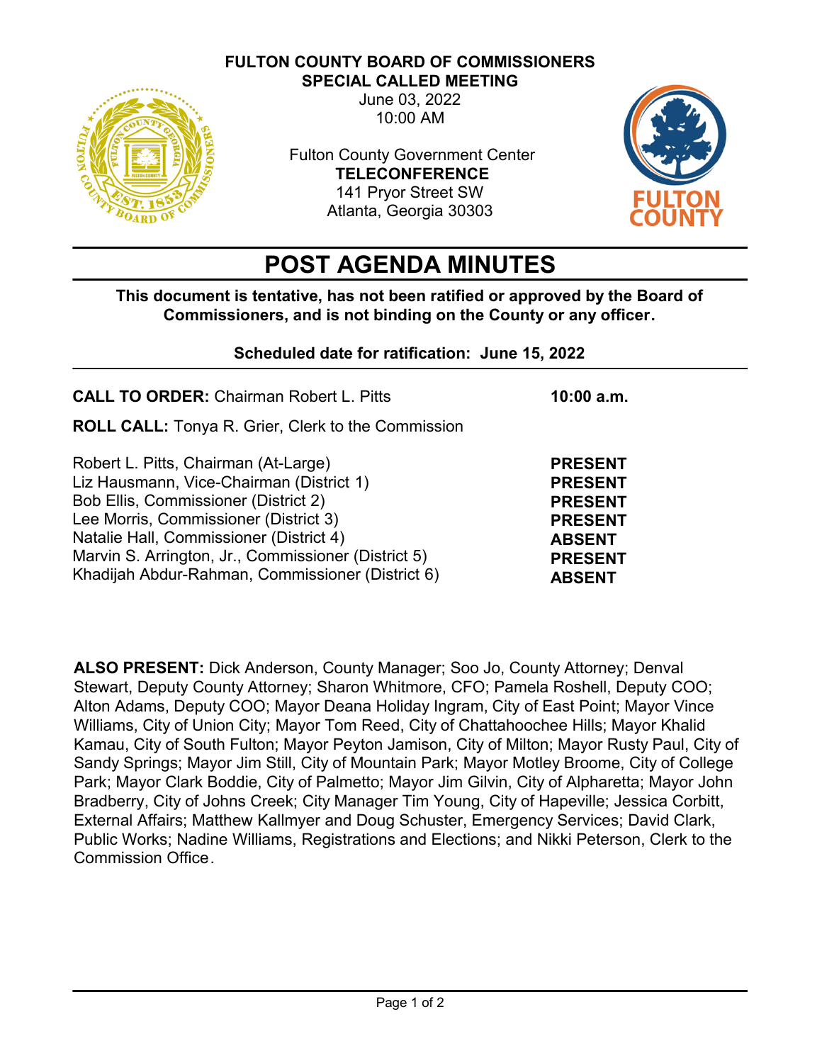**FULTON COUNTY BOARD OF COMMISSIONERS**
**SPECIAL CALLED MEETING**
June 03, 2022
10:00 AM

Fulton County Government Center
**TELECONFERENCE**
141 Pryor Street SW
Atlanta, Georgia 30303

# POST AGENDA MINUTES

**This document is tentative, has not been ratified or approved by the Board of Commissioners, and is not binding on the County or any officer.**

**Scheduled date for ratification: June 15, 2022**

**CALL TO ORDER:** Chairman Robert L. Pitts **10:00 a.m.**

**ROLL CALL:** Tonya R. Grier, Clerk to the Commission

| | |
|---|---|
| Robert L. Pitts, Chairman (At-Large) | **PRESENT** |
| Liz Hausmann, Vice-Chairman (District 1) | **PRESENT** |
| Bob Ellis, Commissioner (District 2) | **PRESENT** |
| Lee Morris, Commissioner (District 3) | **PRESENT** |
| Natalie Hall, Commissioner (District 4) | **ABSENT** |
| Marvin S. Arrington, Jr., Commissioner (District 5) | **PRESENT** |
| Khadijah Abdur-Rahman, Commissioner (District 6) | **ABSENT** |

**ALSO PRESENT:** Dick Anderson, County Manager; Soo Jo, County Attorney; Denval Stewart, Deputy County Attorney; Sharon Whitmore, CFO; Pamela Roshell, Deputy COO; Alton Adams, Deputy COO; Mayor Deana Holiday Ingram, City of East Point; Mayor Vince Williams, City of Union City; Mayor Tom Reed, City of Chattahoochee Hills; Mayor Khalid Kamau, City of South Fulton; Mayor Peyton Jamison, City of Milton; Mayor Rusty Paul, City of Sandy Springs; Mayor Jim Still, City of Mountain Park; Mayor Motley Broome, City of College Park; Mayor Clark Boddie, City of Palmetto; Mayor Jim Gilvin, City of Alpharetta; Mayor John Bradberry, City of Johns Creek; City Manager Tim Young, City of Hapeville; Jessica Corbitt, External Affairs; Matthew Kallmyer and Doug Schuster, Emergency Services; David Clark, Public Works; Nadine Williams, Registrations and Elections; and Nikki Peterson, Clerk to the Commission Office.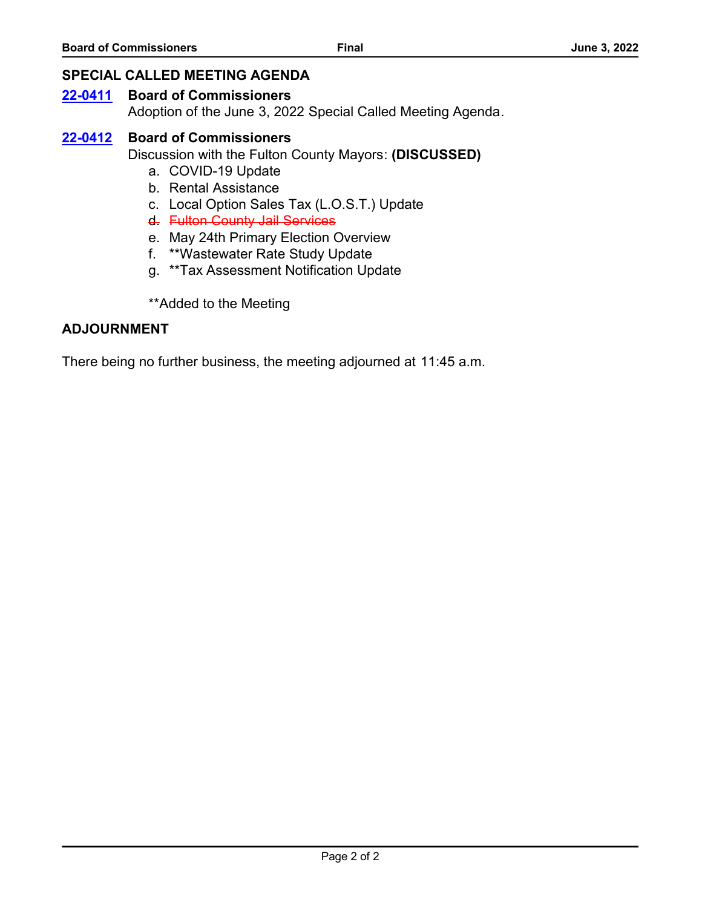## SPECIAL CALLED MEETING AGENDA

**22-0411** **Board of Commissioners**

Adoption of the June 3, 2022 Special Called Meeting Agenda.

**22-0412** **Board of Commissioners**

Discussion with the Fulton County Mayors: **(DISCUSSED)**

a. COVID-19 Update
b. Rental Assistance
c. Local Option Sales Tax (L.O.S.T.) Update
d. ~~Fulton County Jail Services~~
e. May 24th Primary Election Overview
f. **Wastewater Rate Study Update
g. **Tax Assessment Notification Update

**Added to the Meeting

## ADJOURNMENT

There being no further business, the meeting adjourned at 11:45 a.m.